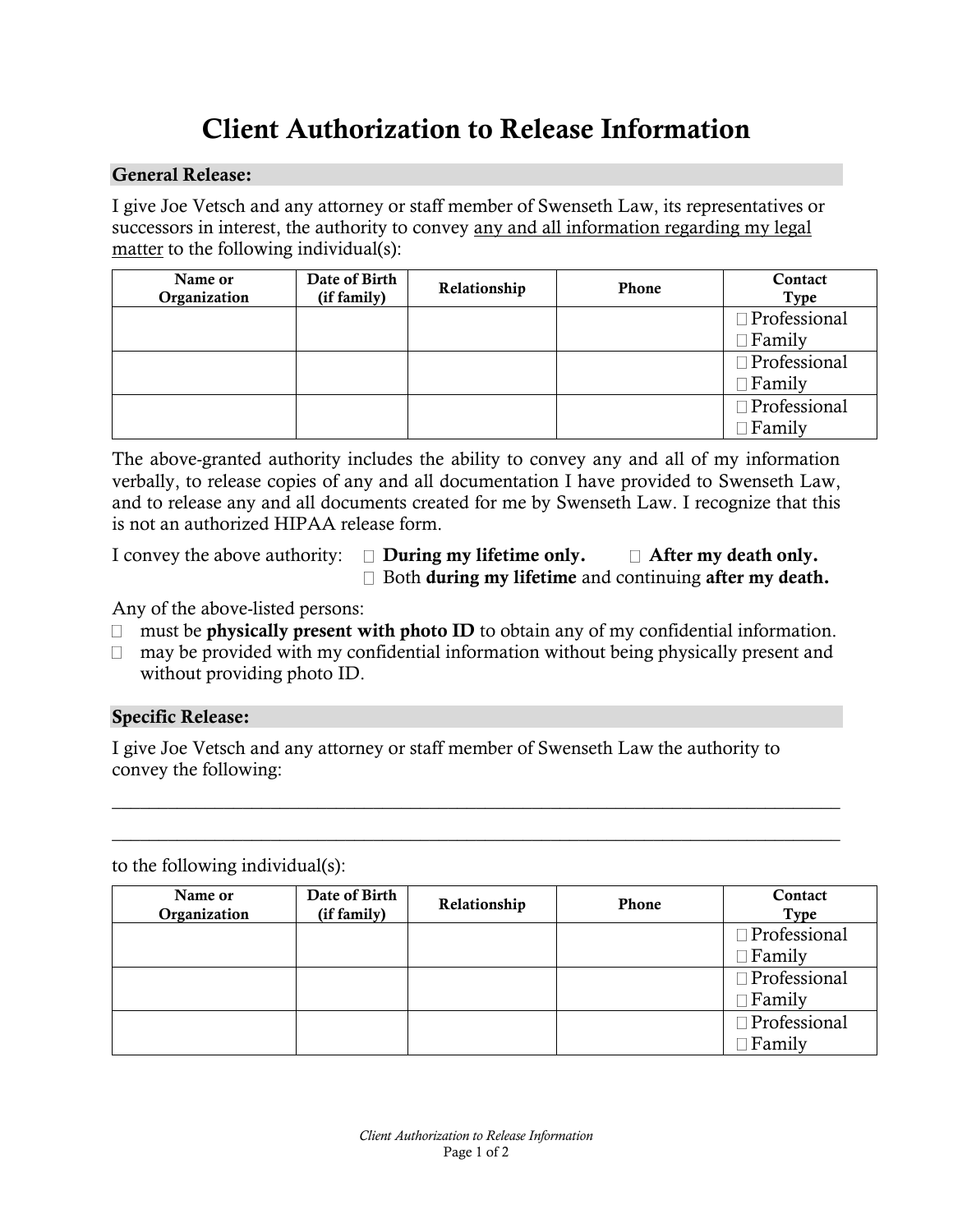# Client Authorization to Release Information

## General Release:

I give Joe Vetsch and any attorney or staff member of Swenseth Law, its representatives or successors in interest, the authority to convey <u>any and all information regarding my legal matter</u> to the following individual(s):

| Name or Organization | Date of Birth (if family) | Relationship | Phone | Contact Type |
|---|---|---|---|---|
| | | | | ☐ Professional ☐ Family |
| | | | | ☐ Professional ☐ Family |
| | | | | ☐ Professional ☐ Family |

The above-granted authority includes the ability to convey any and all of my information verbally, to release copies of any and all documentation I have provided to Swenseth Law, and to release any and all documents created for me by Swenseth Law. I recognize that this is not an authorized HIPAA release form.

I convey the above authority: ☐ **During my lifetime only.** ☐ **After my death only.**
☐ Both **during my lifetime** and continuing **after my death.**

Any of the above-listed persons:

- ☐ must be **physically present with photo ID** to obtain any of my confidential information.
- ☐ may be provided with my confidential information without being physically present and without providing photo ID.

## Specific Release:

I give Joe Vetsch and any attorney or staff member of Swenseth Law the authority to convey the following:

\_\_\_\_\_\_\_\_\_\_\_\_\_\_\_\_\_\_\_\_\_\_\_\_\_\_\_\_\_\_\_\_\_\_\_\_\_\_\_\_\_\_\_\_\_\_\_\_\_\_\_\_\_\_\_\_\_\_\_\_\_\_\_\_\_\_\_\_\_\_\_\_

\_\_\_\_\_\_\_\_\_\_\_\_\_\_\_\_\_\_\_\_\_\_\_\_\_\_\_\_\_\_\_\_\_\_\_\_\_\_\_\_\_\_\_\_\_\_\_\_\_\_\_\_\_\_\_\_\_\_\_\_\_\_\_\_\_\_\_\_\_\_\_\_

to the following individual(s):

| Name or Organization | Date of Birth (if family) | Relationship | Phone | Contact Type |
|---|---|---|---|---|
| | | | | ☐ Professional ☐ Family |
| | | | | ☐ Professional ☐ Family |
| | | | | ☐ Professional ☐ Family |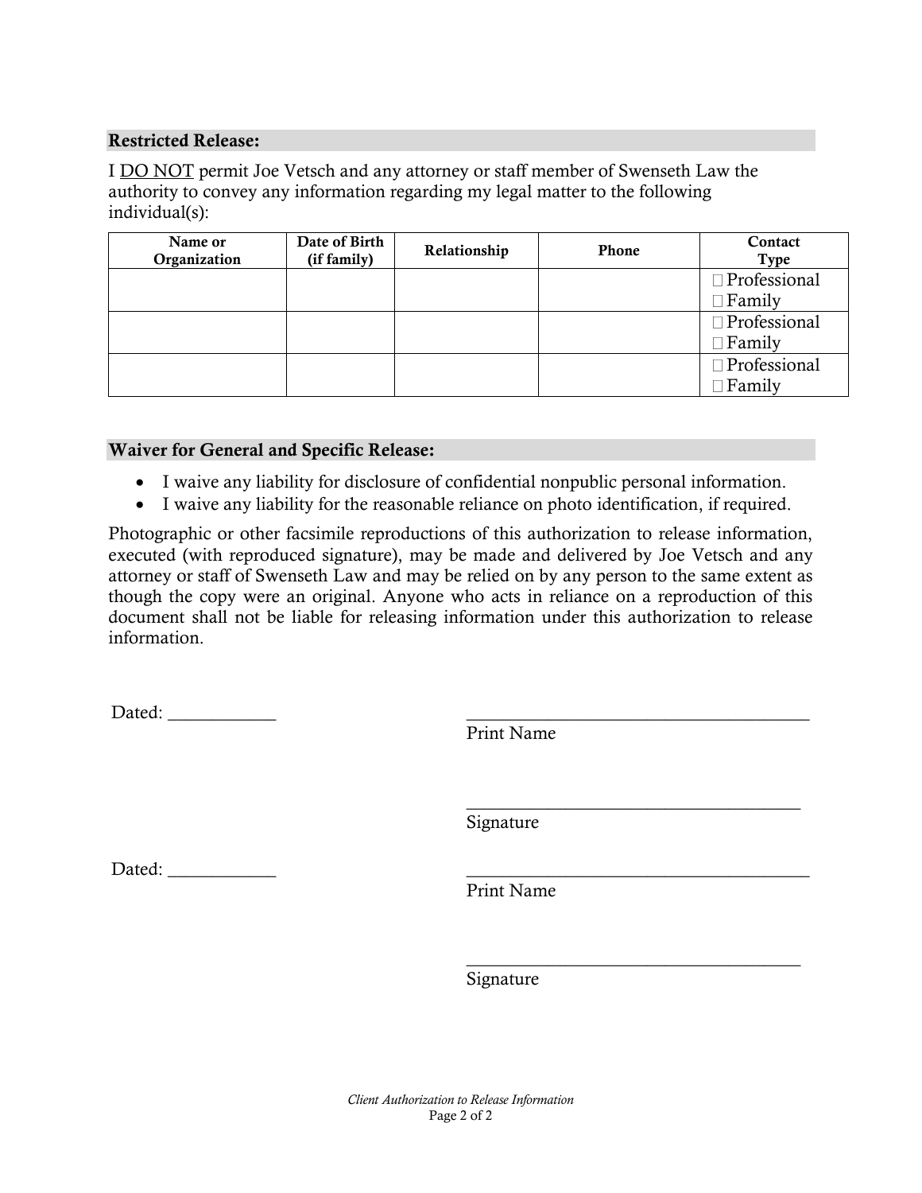## Restricted Release:

I DO NOT permit Joe Vetsch and any attorney or staff member of Swenseth Law the authority to convey any information regarding my legal matter to the following individual(s):

| Name or Organization | Date of Birth (if family) | Relationship | Phone | Contact Type |
|---|---|---|---|---|
| | | | | ☐ Professional ☐ Family |
| | | | | ☐ Professional ☐ Family |
| | | | | ☐ Professional ☐ Family |

## Waiver for General and Specific Release:

- I waive any liability for disclosure of confidential nonpublic personal information.
- I waive any liability for the reasonable reliance on photo identification, if required.

Photographic or other facsimile reproductions of this authorization to release information, executed (with reproduced signature), may be made and delivered by Joe Vetsch and any attorney or staff of Swenseth Law and may be relied on by any person to the same extent as though the copy were an original. Anyone who acts in reliance on a reproduction of this document shall not be liable for releasing information under this authorization to release information.

Dated: ____________

______________________________________
Print Name

______________________________________
Signature

Dated: ____________

______________________________________
Print Name

______________________________________
Signature

*Client Authorization to Release Information*